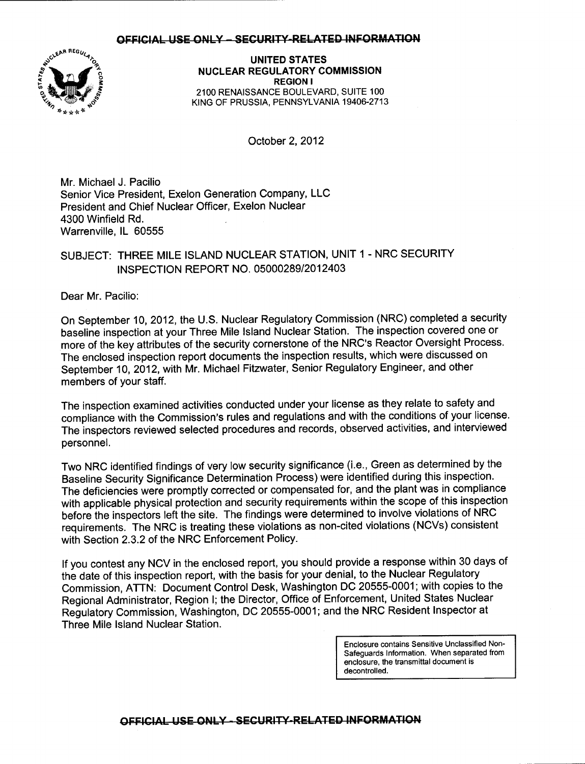~~OFFICIAL USE ONLY – SECURITY-RELATED INFORMATION~~

**UNITED STATES**
**NUCLEAR REGULATORY COMMISSION**
**REGION I**
2100 RENAISSANCE BOULEVARD, SUITE 100
KING OF PRUSSIA, PENNSYLVANIA 19406-2713

October 2, 2012

Mr. Michael J. Pacilio
Senior Vice President, Exelon Generation Company, LLC
President and Chief Nuclear Officer, Exelon Nuclear
4300 Winfield Rd.
Warrenville, IL 60555

SUBJECT: THREE MILE ISLAND NUCLEAR STATION, UNIT 1 - NRC SECURITY INSPECTION REPORT NO. 05000289/2012403

Dear Mr. Pacilio:

On September 10, 2012, the U.S. Nuclear Regulatory Commission (NRC) completed a security baseline inspection at your Three Mile Island Nuclear Station. The inspection covered one or more of the key attributes of the security cornerstone of the NRC's Reactor Oversight Process. The enclosed inspection report documents the inspection results, which were discussed on September 10, 2012, with Mr. Michael Fitzwater, Senior Regulatory Engineer, and other members of your staff.

The inspection examined activities conducted under your license as they relate to safety and compliance with the Commission's rules and regulations and with the conditions of your license. The inspectors reviewed selected procedures and records, observed activities, and interviewed personnel.

Two NRC identified findings of very low security significance (i.e., Green as determined by the Baseline Security Significance Determination Process) were identified during this inspection. The deficiencies were promptly corrected or compensated for, and the plant was in compliance with applicable physical protection and security requirements within the scope of this inspection before the inspectors left the site. The findings were determined to involve violations of NRC requirements. The NRC is treating these violations as non-cited violations (NCVs) consistent with Section 2.3.2 of the NRC Enforcement Policy.

If you contest any NCV in the enclosed report, you should provide a response within 30 days of the date of this inspection report, with the basis for your denial, to the Nuclear Regulatory Commission, ATTN: Document Control Desk, Washington DC 20555-0001; with copies to the Regional Administrator, Region I; the Director, Office of Enforcement, United States Nuclear Regulatory Commission, Washington, DC 20555-0001; and the NRC Resident Inspector at Three Mile Island Nuclear Station.

> Enclosure contains Sensitive Unclassified Non-Safeguards Information. When separated from enclosure, the transmittal document is decontrolled.

~~OFFICIAL USE ONLY – SECURITY-RELATED INFORMATION~~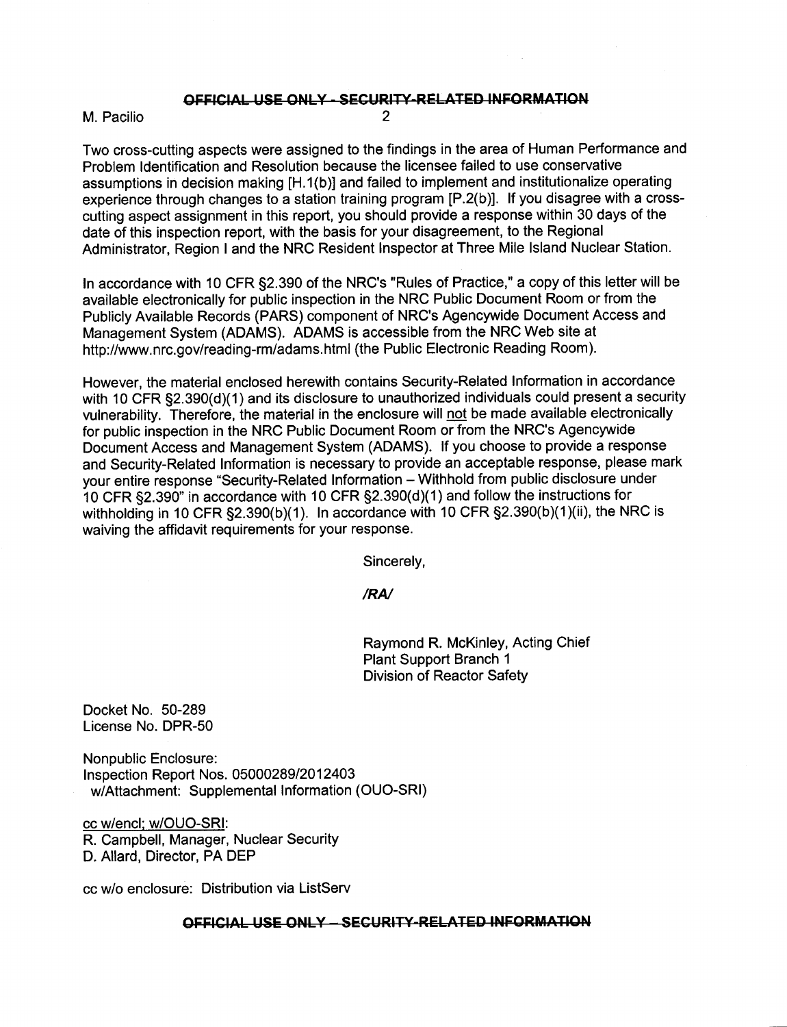Two cross-cutting aspects were assigned to the findings in the area of Human Performance and Problem Identification and Resolution because the licensee failed to use conservative assumptions in decision making [H.1(b)] and failed to implement and institutionalize operating experience through changes to a station training program [P.2(b)]. If you disagree with a cross-cutting aspect assignment in this report, you should provide a response within 30 days of the date of this inspection report, with the basis for your disagreement, to the Regional Administrator, Region I and the NRC Resident Inspector at Three Mile Island Nuclear Station.

In accordance with 10 CFR §2.390 of the NRC's "Rules of Practice," a copy of this letter will be available electronically for public inspection in the NRC Public Document Room or from the Publicly Available Records (PARS) component of NRC's Agencywide Document Access and Management System (ADAMS). ADAMS is accessible from the NRC Web site at http://www.nrc.gov/reading-rm/adams.html (the Public Electronic Reading Room).

However, the material enclosed herewith contains Security-Related Information in accordance with 10 CFR §2.390(d)(1) and its disclosure to unauthorized individuals could present a security vulnerability. Therefore, the material in the enclosure will <u>not</u> be made available electronically for public inspection in the NRC Public Document Room or from the NRC's Agencywide Document Access and Management System (ADAMS). If you choose to provide a response and Security-Related Information is necessary to provide an acceptable response, please mark your entire response "Security-Related Information – Withhold from public disclosure under 10 CFR §2.390" in accordance with 10 CFR §2.390(d)(1) and follow the instructions for withholding in 10 CFR §2.390(b)(1). In accordance with 10 CFR §2.390(b)(1)(ii), the NRC is waiving the affidavit requirements for your response.

Sincerely,

***/RA/***

Raymond R. McKinley, Acting Chief
Plant Support Branch 1
Division of Reactor Safety

Docket No. 50-289
License No. DPR-50

Nonpublic Enclosure:
Inspection Report Nos. 05000289/2012403
w/Attachment: Supplemental Information (OUO-SRI)

<u>cc w/encl; w/OUO-SRI</u>:
R. Campbell, Manager, Nuclear Security
D. Allard, Director, PA DEP

cc w/o enclosure: Distribution via ListServ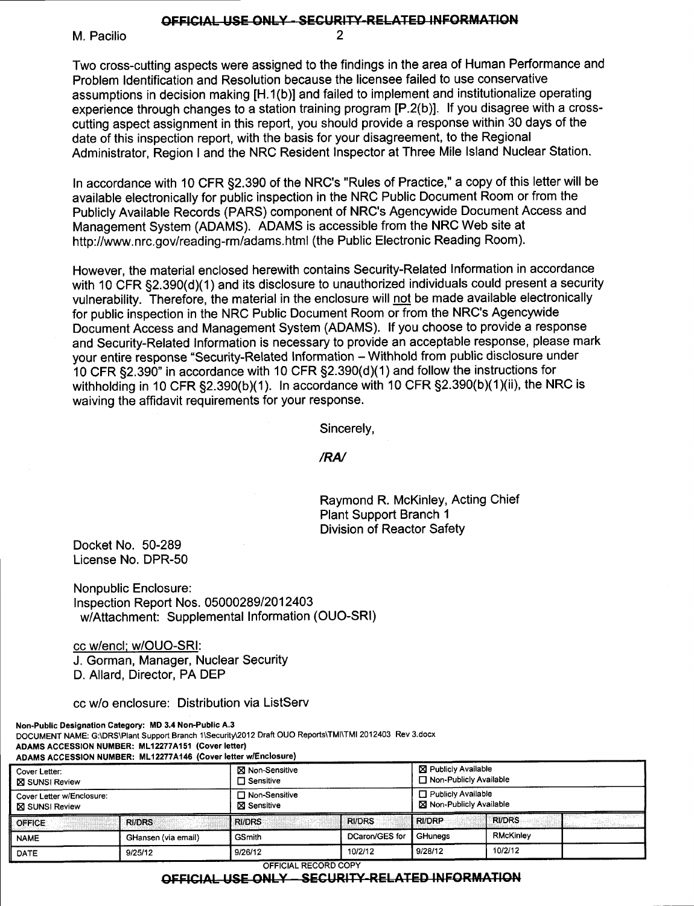OFFICIAL USE ONLY - SECURITY-RELATED INFORMATION

M. Pacilio

Two cross-cutting aspects were assigned to the findings in the area of Human Performance and Problem Identification and Resolution because the licensee failed to use conservative assumptions in decision making [H.1(b)] and failed to implement and institutionalize operating experience through changes to a station training program [P.2(b)]. If you disagree with a cross-cutting aspect assignment in this report, you should provide a response within 30 days of the date of this inspection report, with the basis for your disagreement, to the Regional Administrator, Region I and the NRC Resident Inspector at Three Mile Island Nuclear Station.

In accordance with 10 CFR §2.390 of the NRC's "Rules of Practice," a copy of this letter will be available electronically for public inspection in the NRC Public Document Room or from the Publicly Available Records (PARS) component of NRC's Agencywide Document Access and Management System (ADAMS). ADAMS is accessible from the NRC Web site at http://www.nrc.gov/reading-rm/adams.html (the Public Electronic Reading Room).

However, the material enclosed herewith contains Security-Related Information in accordance with 10 CFR §2.390(d)(1) and its disclosure to unauthorized individuals could present a security vulnerability. Therefore, the material in the enclosure will not be made available electronically for public inspection in the NRC Public Document Room or from the NRC's Agencywide Document Access and Management System (ADAMS). If you choose to provide a response and Security-Related Information is necessary to provide an acceptable response, please mark your entire response "Security-Related Information – Withhold from public disclosure under 10 CFR §2.390" in accordance with 10 CFR §2.390(d)(1) and follow the instructions for withholding in 10 CFR §2.390(b)(1). In accordance with 10 CFR §2.390(b)(1)(ii), the NRC is waiving the affidavit requirements for your response.

Sincerely,

*/RA/*

Raymond R. McKinley, Acting Chief
Plant Support Branch 1
Division of Reactor Safety

Docket No. 50-289
License No. DPR-50

Nonpublic Enclosure:
Inspection Report Nos. 05000289/2012403
w/Attachment: Supplemental Information (OUO-SRI)

cc w/encl; w/OUO-SRI:
J. Gorman, Manager, Nuclear Security
D. Allard, Director, PA DEP

cc w/o enclosure: Distribution via ListServ

**Non-Public Designation Category: MD 3.4 Non-Public A.3**
DOCUMENT NAME: G:\DRS\Plant Support Branch 1\Security\2012 Draft OUO Reports\TMI\TMI 2012403 Rev 3.docx
**ADAMS ACCESSION NUMBER: ML12277A151 (Cover letter)**
**ADAMS ACCESSION NUMBER: ML12277A146 (Cover letter w/Enclosure)**

| Cover Letter: ☒ SUNSI Review | | ☒ Non-Sensitive ☐ Sensitive | | ☒ Publicly Available ☐ Non-Publicly Available | | |
|---|---|---|---|---|---|---|
| Cover Letter w/Enclosure: ☒ SUNSI Review | | ☐ Non-Sensitive ☒ Sensitive | | ☐ Publicly Available ☒ Non-Publicly Available | | |
| OFFICE | RI/DRS | RI/DRS | RI/DRS | RI/DRP | RI/DRS | |
| NAME | GHansen (via email) | GSmith | DCaron/GES for | GHunegs | RMcKinley | |
| DATE | 9/25/12 | 9/26/12 | 10/2/12 | 9/28/12 | 10/2/12 | |

OFFICIAL RECORD COPY

OFFICIAL USE ONLY – SECURITY-RELATED INFORMATION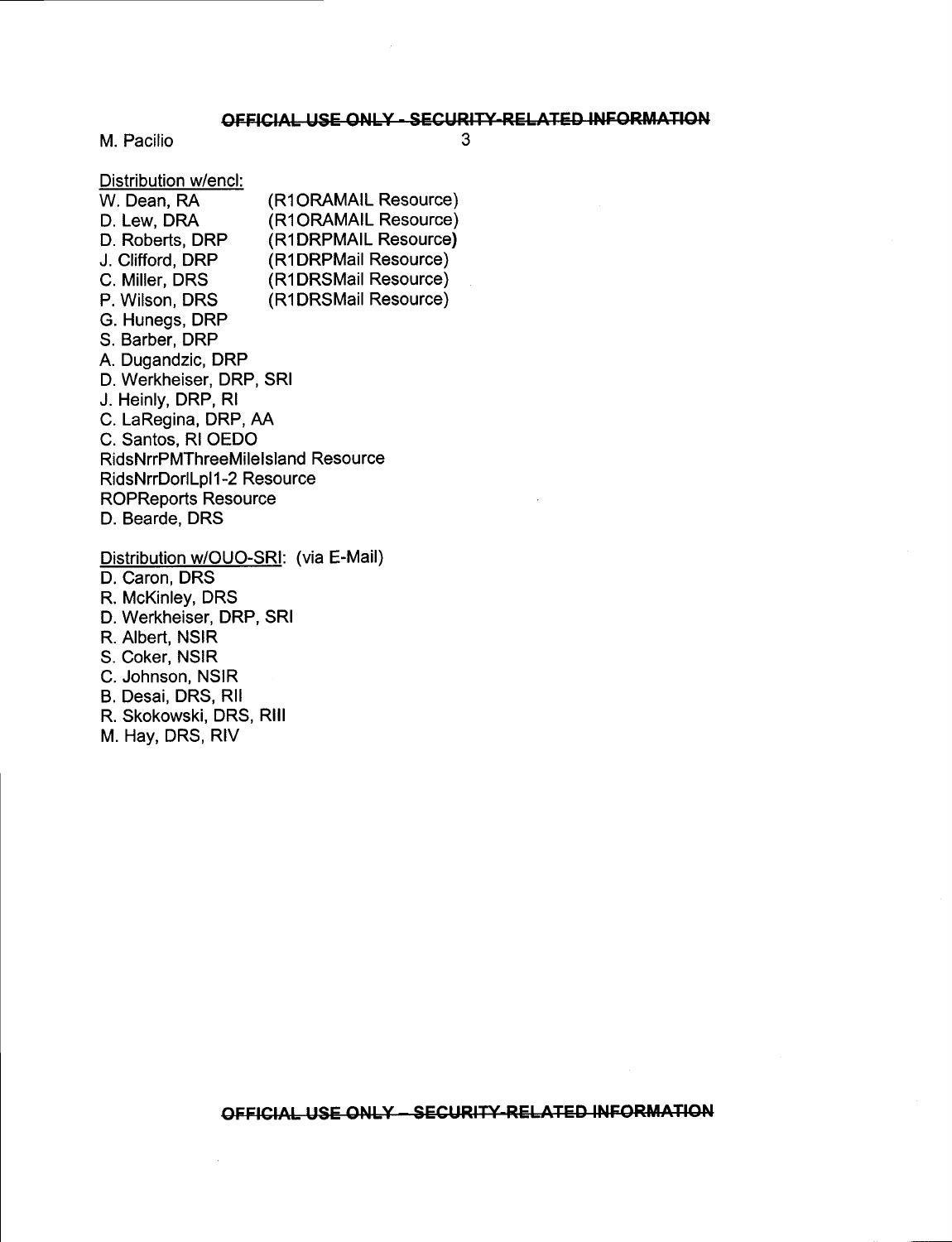Distribution w/encl:

W. Dean, RA (R1ORAMAIL Resource)
D. Lew, DRA (R1ORAMAIL Resource)
D. Roberts, DRP (R1DRPMAIL Resource)
J. Clifford, DRP (R1DRPMail Resource)
C. Miller, DRS (R1DRSMail Resource)
P. Wilson, DRS (R1DRSMail Resource)
G. Hunegs, DRP
S. Barber, DRP
A. Dugandzic, DRP
D. Werkheiser, DRP, SRI
J. Heinly, DRP, RI
C. LaRegina, DRP, AA
C. Santos, RI OEDO
RidsNrrPMThreeMileIsland Resource
RidsNrrDorlLpl1-2 Resource
ROPReports Resource
D. Bearde, DRS

Distribution w/OUO-SRI: (via E-Mail)

D. Caron, DRS
R. McKinley, DRS
D. Werkheiser, DRP, SRI
R. Albert, NSIR
S. Coker, NSIR
C. Johnson, NSIR
B. Desai, DRS, RII
R. Skokowski, DRS, RIII
M. Hay, DRS, RIV